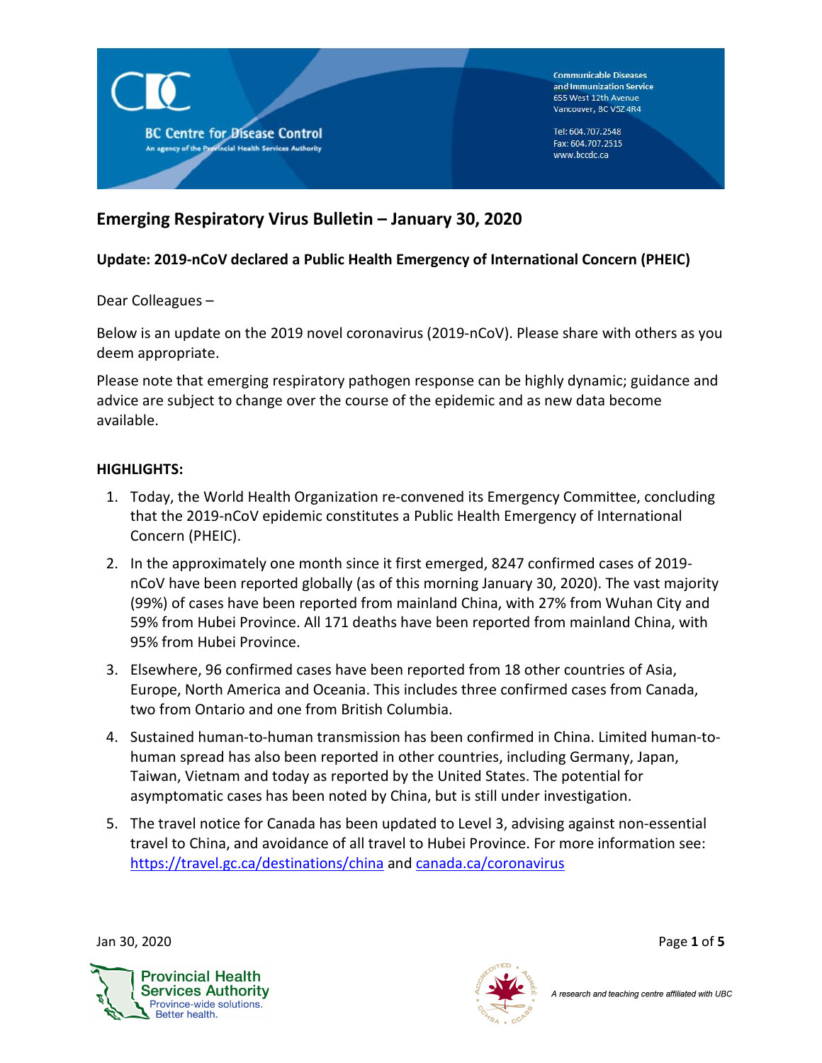BC Centre for Disease Control
An agency of the Provincial Health Services Authority

Communicable Diseases and Immunization Service
655 West 12th Avenue
Vancouver, BC V5Z 4R4

Tel: 604.707.2548
Fax: 604.707.2515
www.bccdc.ca

# Emerging Respiratory Virus Bulletin – January 30, 2020

## Update: 2019-nCoV declared a Public Health Emergency of International Concern (PHEIC)

Dear Colleagues –

Below is an update on the 2019 novel coronavirus (2019-nCoV). Please share with others as you deem appropriate.

Please note that emerging respiratory pathogen response can be highly dynamic; guidance and advice are subject to change over the course of the epidemic and as new data become available.

**HIGHLIGHTS:**

1. Today, the World Health Organization re-convened its Emergency Committee, concluding that the 2019-nCoV epidemic constitutes a Public Health Emergency of International Concern (PHEIC).
2. In the approximately one month since it first emerged, 8247 confirmed cases of 2019-nCoV have been reported globally (as of this morning January 30, 2020). The vast majority (99%) of cases have been reported from mainland China, with 27% from Wuhan City and 59% from Hubei Province. All 171 deaths have been reported from mainland China, with 95% from Hubei Province.
3. Elsewhere, 96 confirmed cases have been reported from 18 other countries of Asia, Europe, North America and Oceania. This includes three confirmed cases from Canada, two from Ontario and one from British Columbia.
4. Sustained human-to-human transmission has been confirmed in China. Limited human-to-human spread has also been reported in other countries, including Germany, Japan, Taiwan, Vietnam and today as reported by the United States. The potential for asymptomatic cases has been noted by China, but is still under investigation.
5. The travel notice for Canada has been updated to Level 3, advising against non-essential travel to China, and avoidance of all travel to Hubei Province. For more information see: [https://travel.gc.ca/destinations/china](https://travel.gc.ca/destinations/china) and [canada.ca/coronavirus](https://canada.ca/coronavirus)

Provincial Health Services Authority
Province-wide solutions. Better health.

A research and teaching centre affiliated with UBC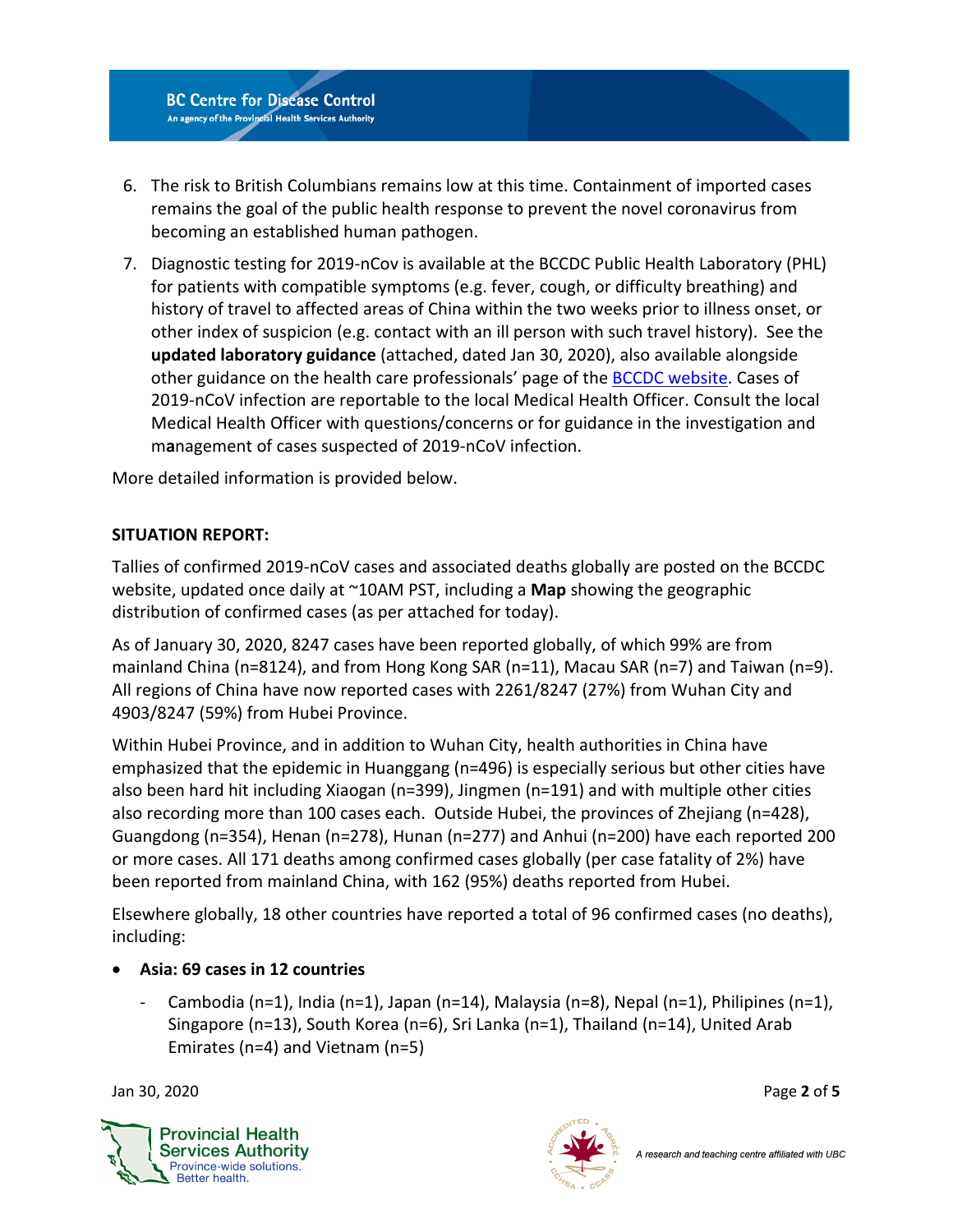6. The risk to British Columbians remains low at this time. Containment of imported cases remains the goal of the public health response to prevent the novel coronavirus from becoming an established human pathogen.
7. Diagnostic testing for 2019-nCov is available at the BCCDC Public Health Laboratory (PHL) for patients with compatible symptoms (e.g. fever, cough, or difficulty breathing) and history of travel to affected areas of China within the two weeks prior to illness onset, or other index of suspicion (e.g. contact with an ill person with such travel history). See the **updated laboratory guidance** (attached, dated Jan 30, 2020), also available alongside other guidance on the health care professionals' page of the BCCDC website. Cases of 2019-nCoV infection are reportable to the local Medical Health Officer. Consult the local Medical Health Officer with questions/concerns or for guidance in the investigation and management of cases suspected of 2019-nCoV infection.

More detailed information is provided below.

**SITUATION REPORT:**

Tallies of confirmed 2019-nCoV cases and associated deaths globally are posted on the BCCDC website, updated once daily at ~10AM PST, including a **Map** showing the geographic distribution of confirmed cases (as per attached for today).

As of January 30, 2020, 8247 cases have been reported globally, of which 99% are from mainland China (n=8124), and from Hong Kong SAR (n=11), Macau SAR (n=7) and Taiwan (n=9). All regions of China have now reported cases with 2261/8247 (27%) from Wuhan City and 4903/8247 (59%) from Hubei Province.

Within Hubei Province, and in addition to Wuhan City, health authorities in China have emphasized that the epidemic in Huanggang (n=496) is especially serious but other cities have also been hard hit including Xiaogan (n=399), Jingmen (n=191) and with multiple other cities also recording more than 100 cases each. Outside Hubei, the provinces of Zhejiang (n=428), Guangdong (n=354), Henan (n=278), Hunan (n=277) and Anhui (n=200) have each reported 200 or more cases. All 171 deaths among confirmed cases globally (per case fatality of 2%) have been reported from mainland China, with 162 (95%) deaths reported from Hubei.

Elsewhere globally, 18 other countries have reported a total of 96 confirmed cases (no deaths), including:

- **Asia: 69 cases in 12 countries**
  - Cambodia (n=1), India (n=1), Japan (n=14), Malaysia (n=8), Nepal (n=1), Philipines (n=1), Singapore (n=13), South Korea (n=6), Sri Lanka (n=1), Thailand (n=14), United Arab Emirates (n=4) and Vietnam (n=5)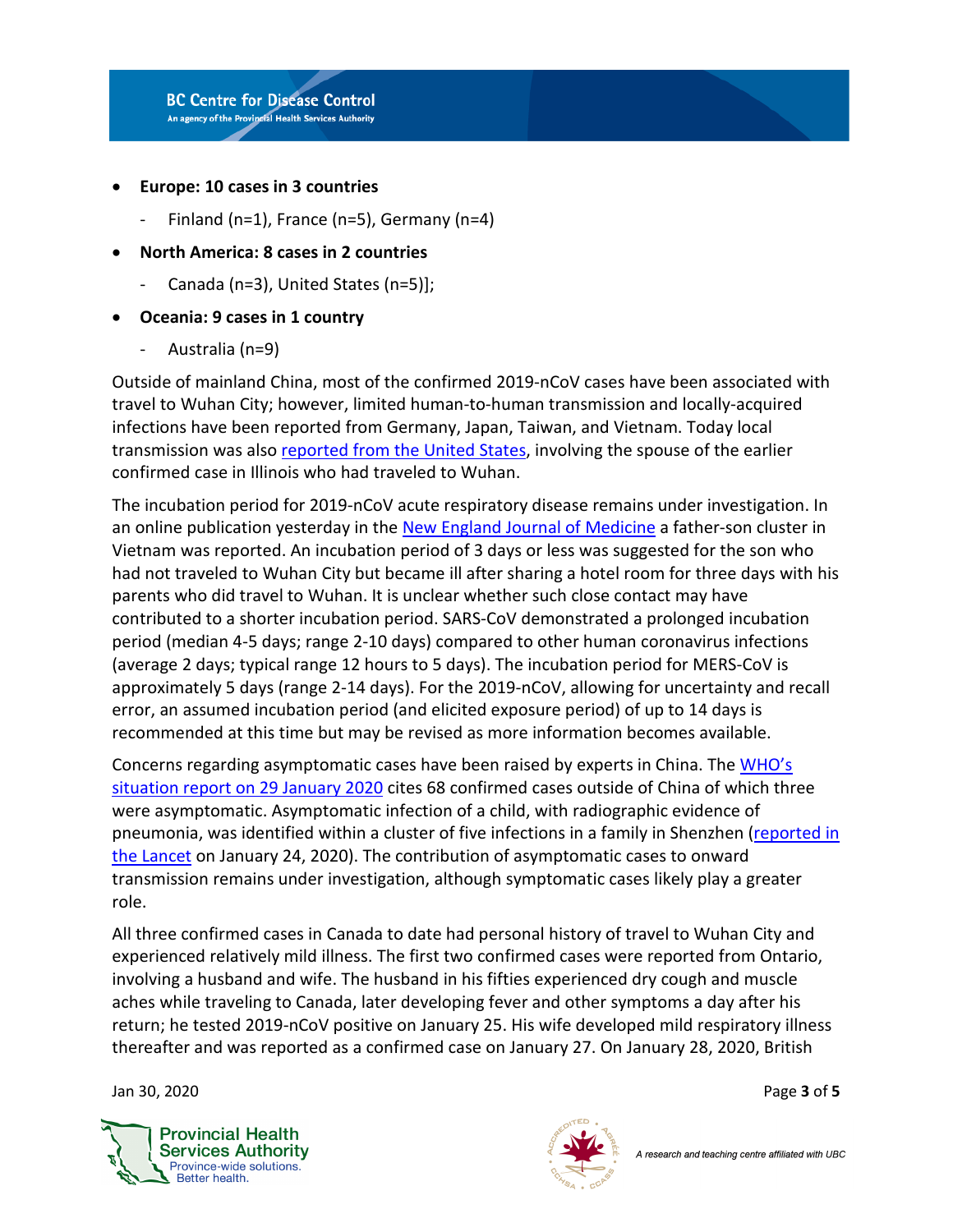- **Europe: 10 cases in 3 countries**
  - Finland (n=1), France (n=5), Germany (n=4)
- **North America: 8 cases in 2 countries**
  - Canada (n=3), United States (n=5)];
- **Oceania: 9 cases in 1 country**
  - Australia (n=9)

Outside of mainland China, most of the confirmed 2019-nCoV cases have been associated with travel to Wuhan City; however, limited human-to-human transmission and locally-acquired infections have been reported from Germany, Japan, Taiwan, and Vietnam. Today local transmission was also reported from the United States, involving the spouse of the earlier confirmed case in Illinois who had traveled to Wuhan.

The incubation period for 2019-nCoV acute respiratory disease remains under investigation. In an online publication yesterday in the New England Journal of Medicine a father-son cluster in Vietnam was reported. An incubation period of 3 days or less was suggested for the son who had not traveled to Wuhan City but became ill after sharing a hotel room for three days with his parents who did travel to Wuhan. It is unclear whether such close contact may have contributed to a shorter incubation period. SARS-CoV demonstrated a prolonged incubation period (median 4-5 days; range 2-10 days) compared to other human coronavirus infections (average 2 days; typical range 12 hours to 5 days). The incubation period for MERS-CoV is approximately 5 days (range 2-14 days). For the 2019-nCoV, allowing for uncertainty and recall error, an assumed incubation period (and elicited exposure period) of up to 14 days is recommended at this time but may be revised as more information becomes available.

Concerns regarding asymptomatic cases have been raised by experts in China. The WHO's situation report on 29 January 2020 cites 68 confirmed cases outside of China of which three were asymptomatic. Asymptomatic infection of a child, with radiographic evidence of pneumonia, was identified within a cluster of five infections in a family in Shenzhen (reported in the Lancet on January 24, 2020). The contribution of asymptomatic cases to onward transmission remains under investigation, although symptomatic cases likely play a greater role.

All three confirmed cases in Canada to date had personal history of travel to Wuhan City and experienced relatively mild illness. The first two confirmed cases were reported from Ontario, involving a husband and wife. The husband in his fifties experienced dry cough and muscle aches while traveling to Canada, later developing fever and other symptoms a day after his return; he tested 2019-nCoV positive on January 25. His wife developed mild respiratory illness thereafter and was reported as a confirmed case on January 27. On January 28, 2020, British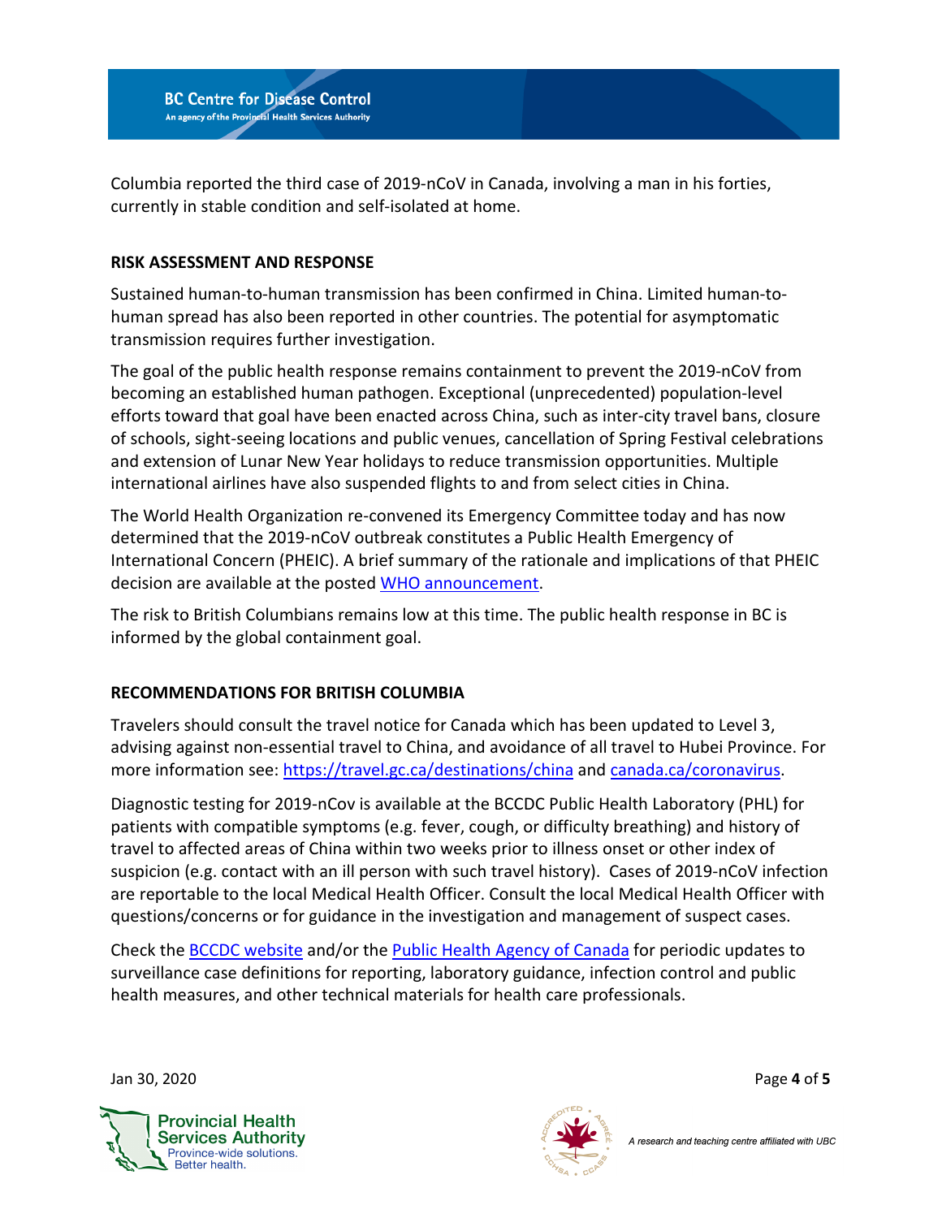Columbia reported the third case of 2019-nCoV in Canada, involving a man in his forties, currently in stable condition and self-isolated at home.

## RISK ASSESSMENT AND RESPONSE

Sustained human-to-human transmission has been confirmed in China. Limited human-to-human spread has also been reported in other countries. The potential for asymptomatic transmission requires further investigation.

The goal of the public health response remains containment to prevent the 2019-nCoV from becoming an established human pathogen. Exceptional (unprecedented) population-level efforts toward that goal have been enacted across China, such as inter-city travel bans, closure of schools, sight-seeing locations and public venues, cancellation of Spring Festival celebrations and extension of Lunar New Year holidays to reduce transmission opportunities. Multiple international airlines have also suspended flights to and from select cities in China.

The World Health Organization re-convened its Emergency Committee today and has now determined that the 2019-nCoV outbreak constitutes a Public Health Emergency of International Concern (PHEIC). A brief summary of the rationale and implications of that PHEIC decision are available at the posted WHO announcement.

The risk to British Columbians remains low at this time. The public health response in BC is informed by the global containment goal.

## RECOMMENDATIONS FOR BRITISH COLUMBIA

Travelers should consult the travel notice for Canada which has been updated to Level 3, advising against non-essential travel to China, and avoidance of all travel to Hubei Province. For more information see: https://travel.gc.ca/destinations/china and canada.ca/coronavirus.

Diagnostic testing for 2019-nCov is available at the BCCDC Public Health Laboratory (PHL) for patients with compatible symptoms (e.g. fever, cough, or difficulty breathing) and history of travel to affected areas of China within two weeks prior to illness onset or other index of suspicion (e.g. contact with an ill person with such travel history). Cases of 2019-nCoV infection are reportable to the local Medical Health Officer. Consult the local Medical Health Officer with questions/concerns or for guidance in the investigation and management of suspect cases.

Check the BCCDC website and/or the Public Health Agency of Canada for periodic updates to surveillance case definitions for reporting, laboratory guidance, infection control and public health measures, and other technical materials for health care professionals.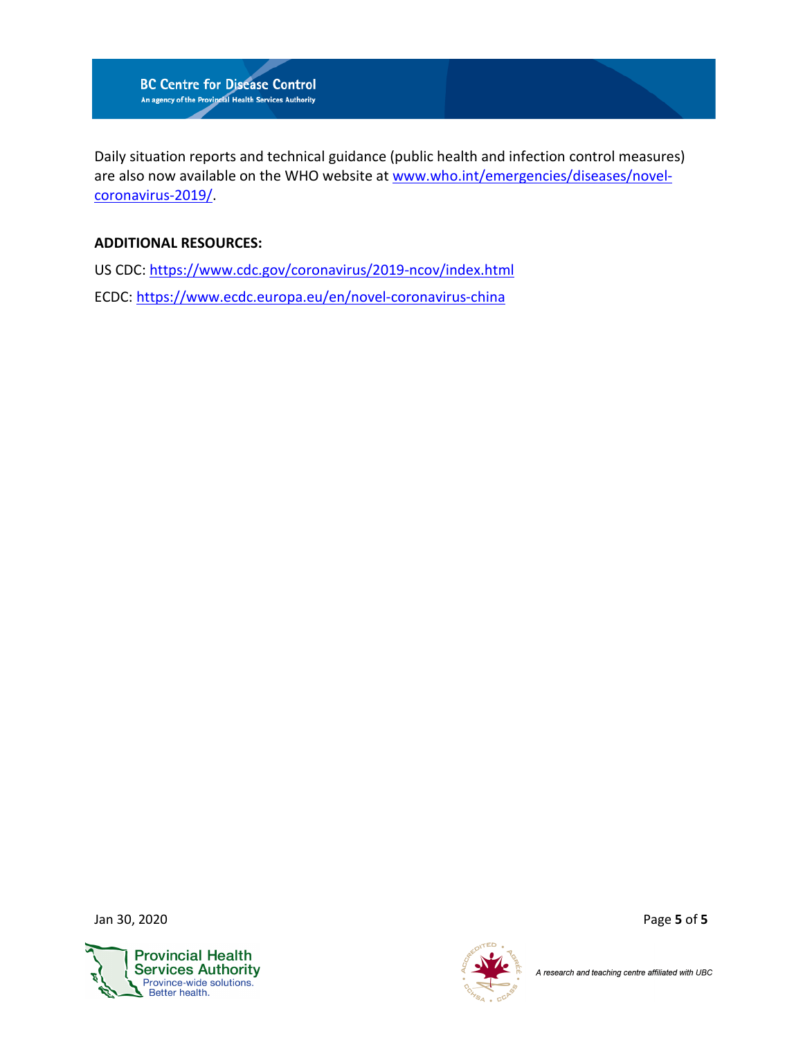Daily situation reports and technical guidance (public health and infection control measures) are also now available on the WHO website at [www.who.int/emergencies/diseases/novel-coronavirus-2019/](www.who.int/emergencies/diseases/novel-coronavirus-2019/).

**ADDITIONAL RESOURCES:**

US CDC: [https://www.cdc.gov/coronavirus/2019-ncov/index.html](https://www.cdc.gov/coronavirus/2019-ncov/index.html)

ECDC: [https://www.ecdc.europa.eu/en/novel-coronavirus-china](https://www.ecdc.europa.eu/en/novel-coronavirus-china)